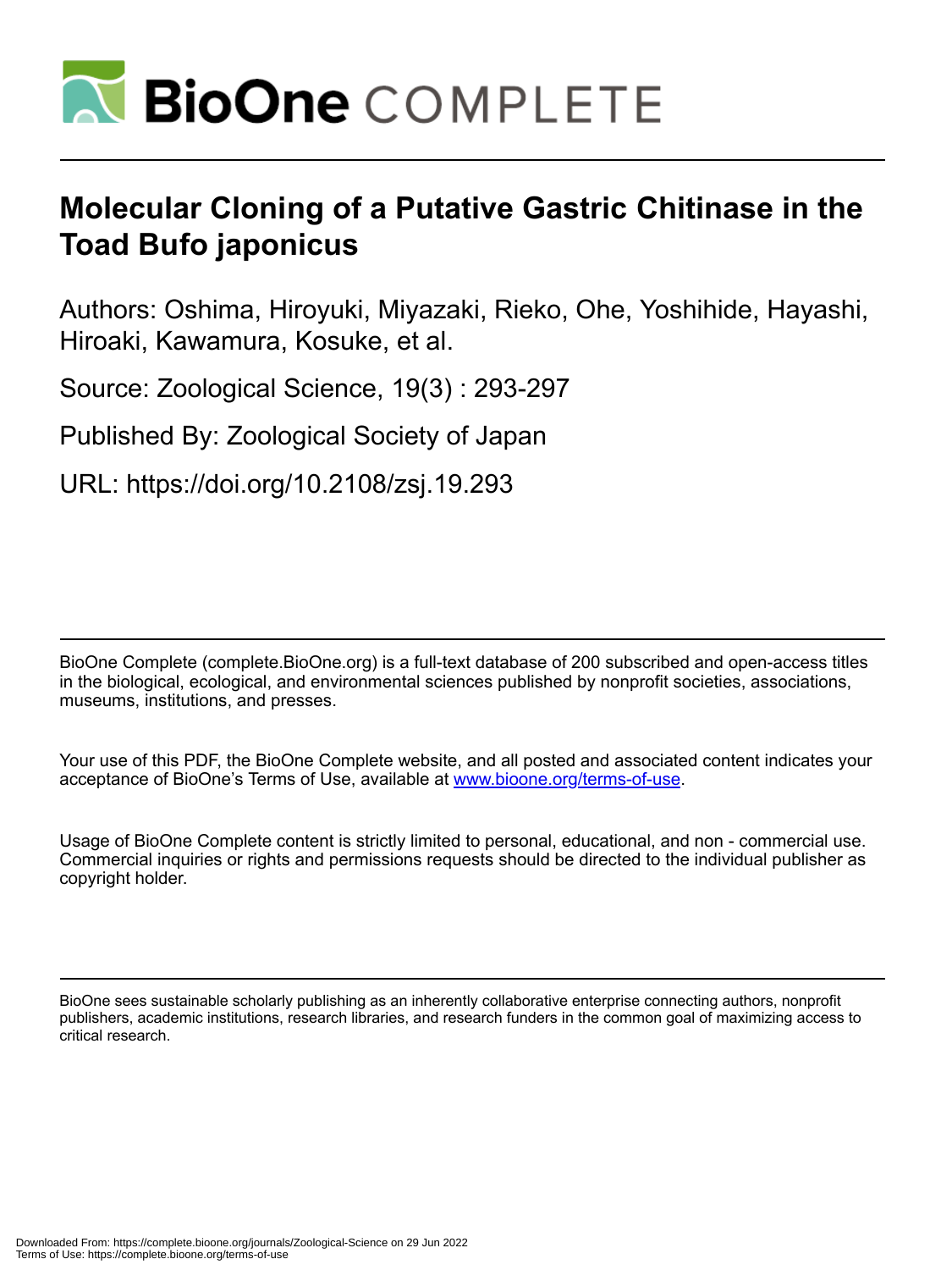# Molecular Cloning of a Putative Gastric Chitinase in the Toad Bufo japonicus

Authors: Oshima, Hiroyuki, Miyazaki, Rieko, Ohe, Yoshihide, Hayashi, Hiroaki, Kawamura, Kosuke, et al.

Source: Zoological Science, 19(3) : 293-297

Published By: Zoological Society of Japan

URL: https://doi.org/10.2108/zsj.19.293

BioOne Complete (complete.BioOne.org) is a full-text database of 200 subscribed and open-access titles in the biological, ecological, and environmental sciences published by nonprofit societies, associations, museums, institutions, and presses.

Your use of this PDF, the BioOne Complete website, and all posted and associated content indicates your acceptance of BioOne's Terms of Use, available at www.bioone.org/terms-of-use.

Usage of BioOne Complete content is strictly limited to personal, educational, and non - commercial use. Commercial inquiries or rights and permissions requests should be directed to the individual publisher as copyright holder.

BioOne sees sustainable scholarly publishing as an inherently collaborative enterprise connecting authors, nonprofit publishers, academic institutions, research libraries, and research funders in the common goal of maximizing access to critical research.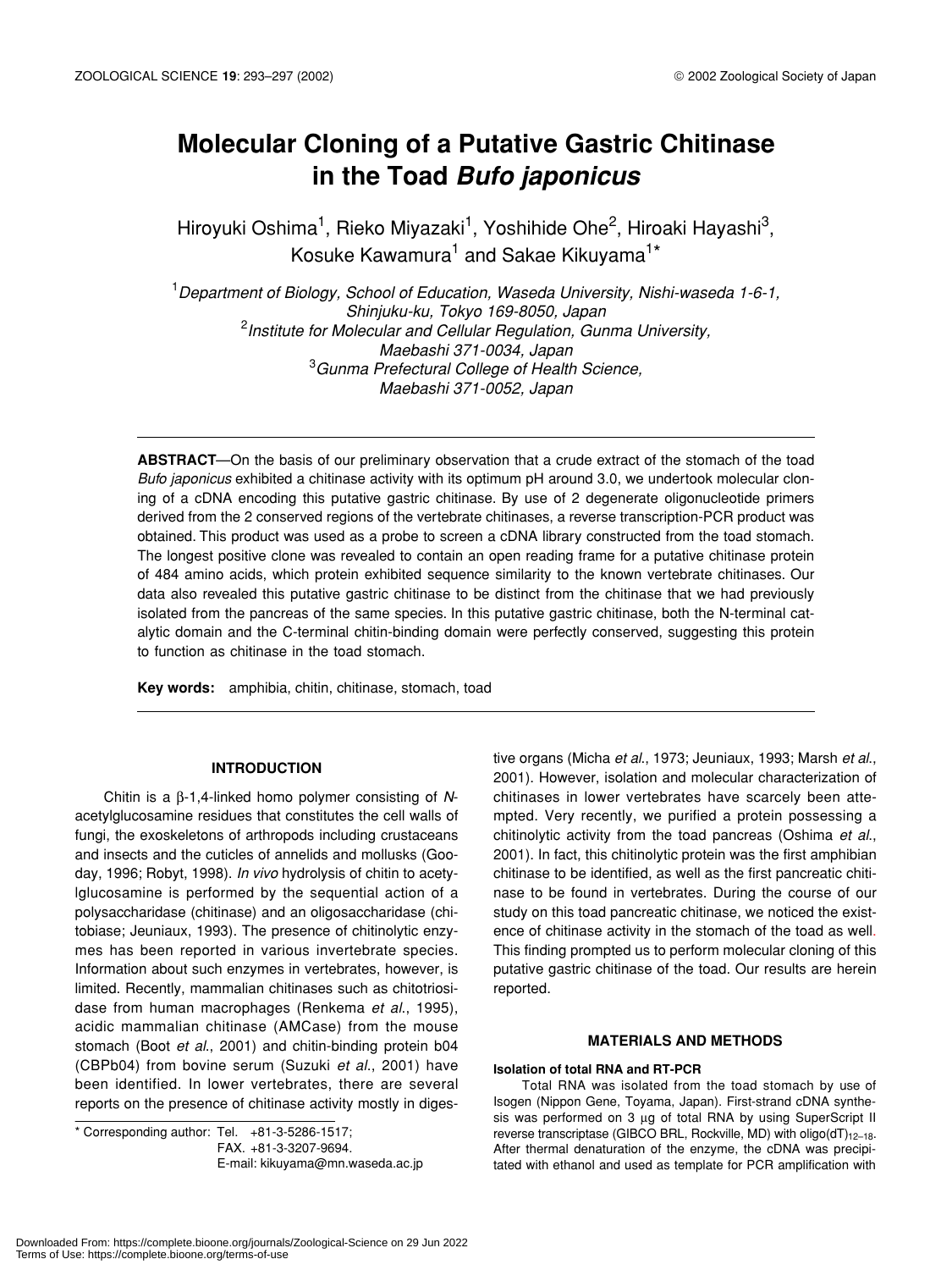# Molecular Cloning of a Putative Gastric Chitinase in the Toad *Bufo japonicus*

Hiroyuki Oshima[1], Rieko Miyazaki[1], Yoshihide Ohe[2], Hiroaki Hayashi[3], Kosuke Kawamura[1] and Sakae Kikuyama[1]*

[1]*Department of Biology, School of Education, Waseda University, Nishi-waseda 1-6-1, Shinjuku-ku, Tokyo 169-8050, Japan*
[2]*Institute for Molecular and Cellular Regulation, Gunma University, Maebashi 371-0034, Japan*
[3]*Gunma Prefectural College of Health Science, Maebashi 371-0052, Japan*

**ABSTRACT**—On the basis of our preliminary observation that a crude extract of the stomach of the toad *Bufo japonicus* exhibited a chitinase activity with its optimum pH around 3.0, we undertook molecular cloning of a cDNA encoding this putative gastric chitinase. By use of 2 degenerate oligonucleotide primers derived from the 2 conserved regions of the vertebrate chitinases, a reverse transcription-PCR product was obtained. This product was used as a probe to screen a cDNA library constructed from the toad stomach. The longest positive clone was revealed to contain an open reading frame for a putative chitinase protein of 484 amino acids, which protein exhibited sequence similarity to the known vertebrate chitinases. Our data also revealed this putative gastric chitinase to be distinct from the chitinase that we had previously isolated from the pancreas of the same species. In this putative gastric chitinase, both the N-terminal catalytic domain and the C-terminal chitin-binding domain were perfectly conserved, suggesting this protein to function as chitinase in the toad stomach.

**Key words:** amphibia, chitin, chitinase, stomach, toad

## INTRODUCTION

Chitin is a β-1,4-linked homo polymer consisting of *N*-acetylglucosamine residues that constitutes the cell walls of fungi, the exoskeletons of arthropods including crustaceans and insects and the cuticles of annelids and mollusks (Gooday, 1996; Robyt, 1998). *In vivo* hydrolysis of chitin to acetylglucosamine is performed by the sequential action of a polysaccharidase (chitinase) and an oligosaccharidase (chitobiase; Jeuniaux, 1993). The presence of chitinolytic enzymes has been reported in various invertebrate species. Information about such enzymes in vertebrates, however, is limited. Recently, mammalian chitinases such as chitotriosidase from human macrophages (Renkema *et al*., 1995), acidic mammalian chitinase (AMCase) from the mouse stomach (Boot *et al*., 2001) and chitin-binding protein b04 (CBPb04) from bovine serum (Suzuki *et al*., 2001) have been identified. In lower vertebrates, there are several reports on the presence of chitinase activity mostly in digestive organs (Micha *et al*., 1973; Jeuniaux, 1993; Marsh *et al*., 2001). However, isolation and molecular characterization of chitinases in lower vertebrates have scarcely been attempted. Very recently, we purified a protein possessing a chitinolytic activity from the toad pancreas (Oshima *et al*., 2001). In fact, this chitinolytic protein was the first amphibian chitinase to be identified, as well as the first pancreatic chitinase to be found in vertebrates. During the course of our study on this toad pancreatic chitinase, we noticed the existence of chitinase activity in the stomach of the toad as well. This finding prompted us to perform molecular cloning of this putative gastric chitinase of the toad. Our results are herein reported.

\* Corresponding author: Tel. +81-3-5286-1517;
FAX. +81-3-3207-9694.
E-mail: kikuyama@mn.waseda.ac.jp

## MATERIALS AND METHODS

### Isolation of total RNA and RT-PCR

Total RNA was isolated from the toad stomach by use of Isogen (Nippon Gene, Toyama, Japan). First-strand cDNA synthesis was performed on 3 μg of total RNA by using SuperScript II reverse transcriptase (GIBCO BRL, Rockville, MD) with oligo(dT)$_{12-18}$. After thermal denaturation of the enzyme, the cDNA was precipitated with ethanol and used as template for PCR amplification with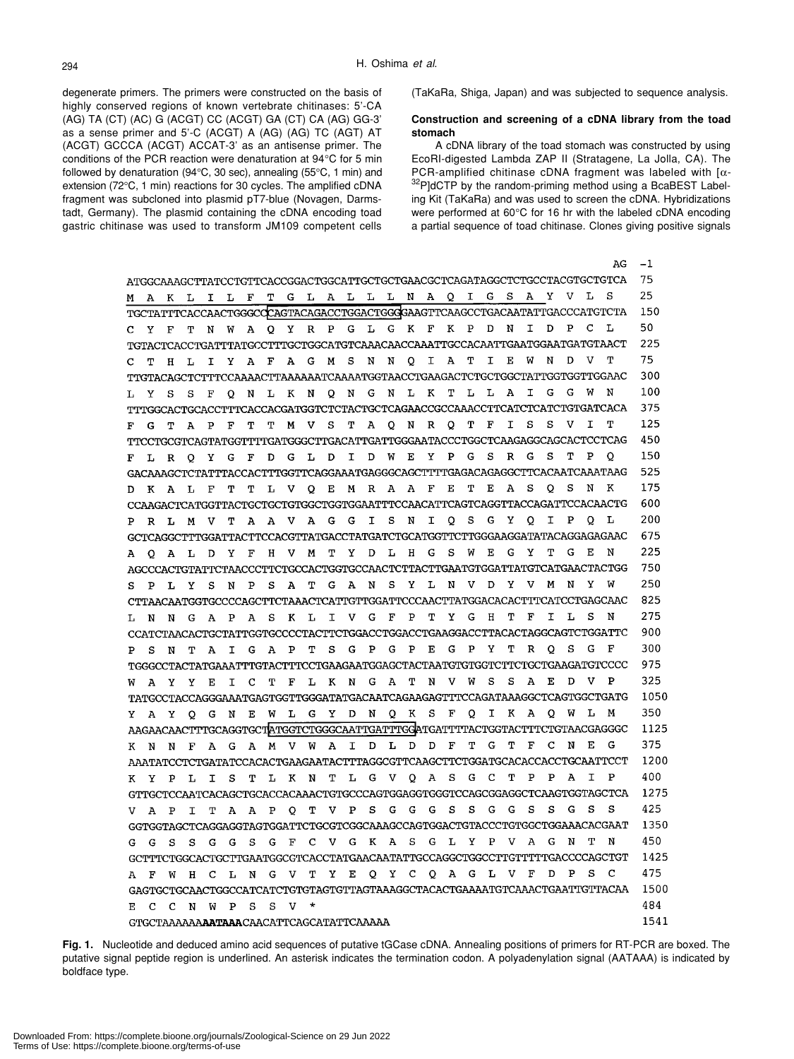degenerate primers. The primers were constructed on the basis of highly conserved regions of known vertebrate chitinases: 5'-CA (AG) TA (CT) (AC) G (ACGT) CC (ACGT) GA (CT) CA (AG) GG-3' as a sense primer and 5'-C (ACGT) A (AG) (AG) TC (AGT) AT (ACGT) GCCCA (ACGT) ACCAT-3' as an antisense primer. The conditions of the PCR reaction were denaturation at 94°C for 5 min followed by denaturation (94°C, 30 sec), annealing (55°C, 1 min) and extension (72°C, 1 min) reactions for 30 cycles. The amplified cDNA fragment was subcloned into plasmid pT7-blue (Novagen, Darmstadt, Germany). The plasmid containing the cDNA encoding toad gastric chitinase was used to transform JM109 competent cells (TaKaRa, Shiga, Japan) and was subjected to sequence analysis.

### Construction and screening of a cDNA library from the toad stomach

A cDNA library of the toad stomach was constructed by using EcoRI-digested Lambda ZAP II (Stratagene, La Jolla, CA). The PCR-amplified chitinase cDNA fragment was labeled with [$\alpha$-$^{32}$P]dCTP by the random-priming method using a BcaBEST Labeling Kit (TaKaRa) and was used to screen the cDNA. Hybridizations were performed at 60°C for 16 hr with the labeled cDNA encoding a partial sequence of toad chitinase. Clones giving positive signals

```
                                                                          AG    -1
ATGGCAAAGCTTATCCTGTTCACCGGACTGGCATTGCTGCTGAACGCTCAGATAGGCTCTGCCTACGTGCTGTCA   75
 M  A  K  L  I  L  F  T  G  L  A  L  L  L  N  A  Q  I  G  S  A  Y  V  L  S    25
TGCTATTTCACCAACTGGGCCCAGTACAGACCTGGACTGGGGAAGTTCAAGCCTGACAATATTGACCCATGTCTA  150
 C  Y  F  T  N  W  A  Q  Y  R  P  G  L  G  K  F  K  P  D  N  I  D  P  C  L    50
TGTACTCACCTGATTTATGCCTTTGCTGGCATGTCAAACAACCAAATTGCCACAATTGAATGGAATGATGTAACT  225
 C  T  H  L  I  Y  A  F  A  G  M  S  N  N  Q  I  A  T  I  E  W  N  D  V  T    75
TTGTACAGCTCTTTCCAAAACTTAAAAAATCAAAATGGTAACCTGAAGACTCTGCTGGCTATTGGTGGTTGGAAC  300
 L  Y  S  S  F  Q  N  L  K  N  Q  N  G  N  L  K  T  L  L  A  I  G  G  W  N   100
TTTGGCACTGCACCTTTCACCACGATGGTCTCTACTGCTCAGAACCGCCAAACCTTCATCTCATCTGTGATCACA  375
 F  G  T  A  P  F  T  T  M  V  S  T  A  Q  N  R  Q  T  F  I  S  S  V  I  T   125
TTCCTGCGTCAGTATGGTTTTGATGGGCTTGACATTGATTGGGAATACCCTGGCTCAAGAGGCAGCACTCCTCAG  450
 F  L  R  Q  Y  G  F  D  G  L  D  I  D  W  E  Y  P  G  S  R  G  S  T  P  Q   150
GACAAAGCTCTATTTACCACTTTGGTTCAGGAAATGAGGGCAGCTTTTGAGACAGAGGCTTCACAATCAAATAAG  525
 D  K  A  L  F  T  T  L  V  Q  E  M  R  A  A  F  E  T  E  A  S  Q  S  N  K   175
CCAAGACTCATGGTTACTGCTGCTGTGGCTGGTGGAATTTCCAACATTCAGTCAGGTTACCAGATTCCACAACTG  600
 P  R  L  M  V  T  A  A  V  A  G  G  I  S  N  I  Q  S  G  Y  Q  I  P  Q  L   200
GCTCAGGCTTTGGATTACTTCCACGTTATGACCTATGATCTGCATGGTTCTTGGGAAGGATATACAGGAGAGAAC  675
 A  Q  A  L  D  Y  F  H  V  M  T  Y  D  L  H  G  S  W  E  G  Y  T  G  E  N   225
AGCCCACTGTATTCTAACCCTTCTGCCACTGGTGCCAACTCTTACTTGAATGTGGATTATGTCATGAACTACTGG  750
 S  P  L  Y  S  N  P  S  A  T  G  A  N  S  Y  L  N  V  D  Y  V  M  N  Y  W   250
CTTAACAATGGTGCCCCAGCTTCTAAACTCATTGTTGGATTCCCAACTTATGGACACACTTTCATCCTGAGCAAC  825
 L  N  N  G  A  P  A  S  K  L  I  V  G  F  P  T  Y  G  H  T  F  I  L  S  N   275
CCATCTAACACTGCTATTGGTGCCCCTACTTCTGGACCTGGACCTGAAGGACCTTACACTAGGCAGTCTGGATTC  900
 P  S  N  T  A  I  G  A  P  T  S  G  P  G  P  E  G  P  Y  T  R  Q  S  G  F   300
TGGGCCTACTATGAAATTTGTACTTTCCTGAAGAATGGAGCTACTAATGTGTGGTCTTCTGCTGAAGATGTCCCC  975
 W  A  Y  Y  E  I  C  T  F  L  K  N  G  A  T  N  V  W  S  S  A  E  D  V  P   325
TATGCCTACCAGGGAAATGAGTGGTTGGGATATGACAATCAGAAGAGTTTCCAGATAAAGGCTCAGTGGCTGATG 1050
 Y  A  Y  Q  G  N  E  W  L  G  Y  D  N  Q  K  S  F  Q  I  K  A  Q  W  L  M   350
AAGAACAACTTTGCAGGTGCTATGGTCTGGGCAATTGATTTGGATGATTTTACTGGTACTTTCTGTAACGAGGGC 1125
 K  N  N  F  A  G  A  M  V  W  A  I  D  L  D  D  F  T  G  T  F  C  N  E  G   375
AAATATCCTCTGATATCCACACTGAAGAATACTTTAGGCGTTCAAGCTTCTGGATGCACACCACCTGCAATTCCT 1200
 K  Y  P  L  I  S  T  L  K  N  T  L  G  V  Q  A  S  G  C  T  P  P  A  I  P   400
GTTGCTCCAATCACAGCTGCACCACAAACTGTGCCCAGTGGAGGTGGGTCCAGCGGAGGCTCAAGTGGTAGCTCA 1275
 V  A  P  I  T  A  A  P  Q  T  V  P  S  G  G  G  S  S  G  G  S  S  G  S  S   425
GGTGGTAGCTCAGGAGGTAGTGGATTCTGCGTCGGCAAAGCCAGTGGACTGTACCCTGTGGCTGGAAACACGAAT 1350
 G  G  S  S  G  G  S  G  F  C  V  G  K  A  S  G  L  Y  P  V  A  G  N  T  N   450
GCTTTCTGGCACTGCTTGAATGGCGTCACCTATGAACAATATTGCCAGGCTGGCCTTGTTTTTGACCCCAGCTGT 1425
 A  F  W  H  C  L  N  G  V  T  Y  E  Q  Y  C  Q  A  G  L  V  F  D  P  S  C   475
GAGTGCTGCAACTGGCCATCATCTGTGTAGTGTTAGTAAAGGCTACACTGAAAATGTCAAACTGAATTGTTACAA 1500
 E  C  C  N  W  P  S  S  V  *                                                 484
GTGCTAAAAAAATAAACAACATTCAGCATATTCAAAAA                                       1541
```

**Fig. 1.** Nucleotide and deduced amino acid sequences of putative tGCase cDNA. Annealing positions of primers for RT-PCR are boxed. The putative signal peptide region is underlined. An asterisk indicates the termination codon. A polyadenylation signal (AATAAA) is indicated by boldface type.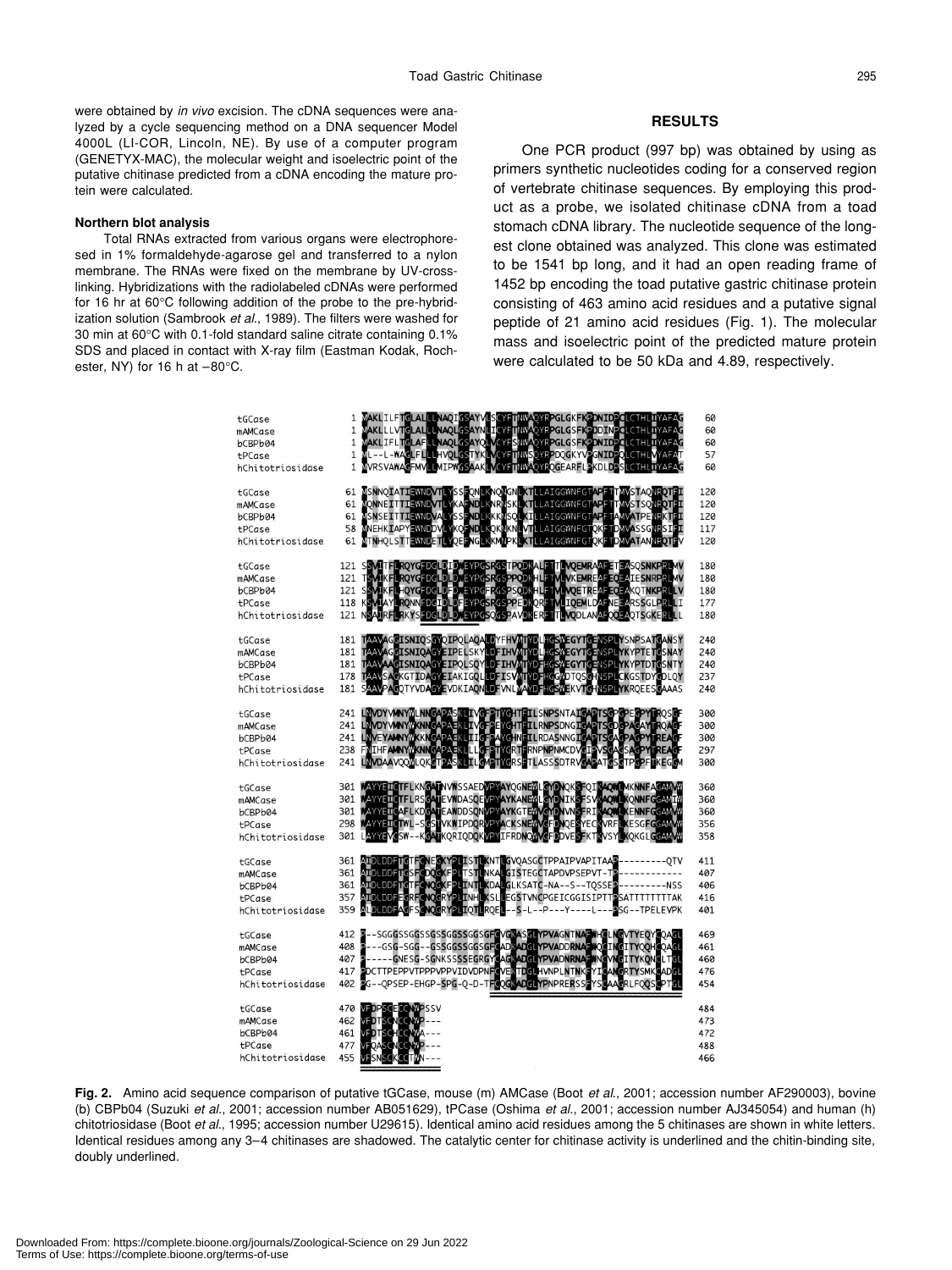were obtained by *in vivo* excision. The cDNA sequences were analyzed by a cycle sequencing method on a DNA sequencer Model 4000L (LI-COR, Lincoln, NE). By use of a computer program (GENETYX-MAC), the molecular weight and isoelectric point of the putative chitinase predicted from a cDNA encoding the mature protein were calculated.

#### Northern blot analysis

Total RNAs extracted from various organs were electrophoresed in 1% formaldehyde-agarose gel and transferred to a nylon membrane. The RNAs were fixed on the membrane by UV-cross-linking. Hybridizations with the radiolabeled cDNAs were performed for 16 hr at 60°C following addition of the probe to the pre-hybridization solution (Sambrook *et al.*, 1989). The filters were washed for 30 min at 60°C with 0.1-fold standard saline citrate containing 0.1% SDS and placed in contact with X-ray film (Eastman Kodak, Rochester, NY) for 16 h at −80°C.

## RESULTS

One PCR product (997 bp) was obtained by using as primers synthetic nucleotides coding for a conserved region of vertebrate chitinase sequences. By employing this product as a probe, we isolated chitinase cDNA from a toad stomach cDNA library. The nucleotide sequence of the longest clone obtained was analyzed. This clone was estimated to be 1541 bp long, and it had an open reading frame of 1452 bp encoding the toad putative gastric chitinase protein consisting of 463 amino acid residues and a putative signal peptide of 21 amino acid residues (Fig. 1). The molecular mass and isoelectric point of the predicted mature protein were calculated to be 50 kDa and 4.89, respectively.

```
tGCase            1 MAKLILFTGLALLLNAQLGSAYVLSCYFTNWAQYRPGLGKFKPDNIDPCLCTHLIYAFAG   60
mAMCase           1 MAKLLLVTGLALLLNAQLGSAYNLICYFTNWAQYRPGLGSFKPDDINPCLCTHLIYAFAG   60
bCBPb04           1 MAKLIFLTGLAFLLNAQLGSAYQLVCYFSNWAQYRPGLGSFKPDNIDPCLCTHLIYAFAG   60
tPCase            1 ML--L-WAGLFLLLHVQLGSTYKLVCYFTNWSQYRPDQGKYVPGNIDPQLCTHLVYAFAT   57
hChitotriosidase  1 MVRSVAWAGFMVLLMIPWGSAAKLVCYFTNWAQYRQGEARFLPKDLDPSLCTHLIYAFAG   60

tGCase           61 MSNNQIATIEWNDVTLYSSFQNLKNQNGNLKTLLAIGGWNFGTAPFTTMVSTAQNRQTFI  120
mAMCase          61 MQNNEITTIEWNDVTLYKAFNDLKNRNSKLKTLLAIGGWNFGTAPFTTMVSTSQNRQTFI  120
bCBPb04          61 MSNSEITTIEWNDVALYSSFNDLKKKNSQLKILLAIGGWNFGTAPFTAMVATPENRKTFI  120
tPCase           58 MNEHKIAPYEWNDDVLYKQFNDLKQKNKNLVTLLAIGGWNFGTQKFTDMVASSGNRSIFI  117
hChitotriosidase 61 MTNHQLSTTEWNDETLYQEFNGLKKMNPKLKTLLAIGGWNFGTQKFTDMVATANNRQTFV  120

tGCase          121 SSVITFLRQYGFDGLDIDWEYPGSRGSTPQDKALFTTLVQEMRAAFETEASQSNKPRLMV  180
mAMCase         121 TSVIKFLRQYGFDGLDLDWEYPGSRGSPPQDKHLFTVLVKEMREAFEQEAIESNRPRLMV  180
bCBPb04         121 SSVIKFLHQYGFDGLDFDWEYPGFRGSPSQDKHLFTVLVQETREAFEQEAKQTNKPRLLV  180
tPCase          118 KSVIAYLRQNNFDGIDLDFEYPGSRGSPPEDKQRFTVLIQEMLDAFNEEARSSGLPRLLI  177
hChitotriosidase 121 NSAIRFLRKYSFDGLDLDWEYPGSQGSPAVDKERFTTLVQDLANAFQQEAQTSGKERLLL  180

tGCase          181 TAAVAGGISNIQSGYQIPQLAQALDYFHVMTYDLHGSWEGYTGENSPLYSNPSATGANSY  240
mAMCase         181 TAAVAGGISNIQAGYEIPELSKYLDFIHVMTYDLHGSWEGYTGENSPLYKYPTETGSNAY  240
bCBPb04         181 TAAVAGGISNIQAGYEIPQLSQYLDFIHVMTYDFHGSWEGYTGENSPLYKYPTDTGSNTY  240
tPCase          178 TAAVSAGKGTIDAGYEIAKIGQLLDFISVMTYDFHGGWDTQSGHNSPLCKGSTDYGDLQY  237
hChitotriosidase 181 SAAVPAGQTYVDAGYEVDKIAQNLDFVNLMAYDFHGSWEKVTGHNSPLYKRQEESGAAAS  240

tGCase          241 LNVDYVMNYWLNNGAPASKLIVGFPTYGHTFILSNPSNTAIGAPTSGPGPEGPYTRQSGF  300
mAMCase         241 LNVDYVMNYWKNNGAPAEKLIVGFPEYGHTFILRNPSDNGIGAPTSGDGPAGPYTRQAGF  300
bCBPb04         241 LNVEYAMNYWKKNGAPAEKLIIGFPAYGHNFILRDASNNGIGAPTSGAGPAGPYTREAGF  300
tPCase          238 FNIHFAMNYWKNNGAPAEKLLGFPTYGRTFRNPNPNMCDVGIPVSGAGSAGPYTREAGF  297
hChitotriosidase 241 LNVDAAVQQWLQKGTPASKLILGMPTYGRSFTLASSSDTRVGAPATGSGTPGPFTKEGGM  300

tGCase          301 WAYYEICTFLKNGATNVWSSAEDVPYAYQGNEWLGYDNQKSFQIKAQWLMKNNFGGAMVW  360
mAMCase         301 WAYYEICTFLRSGATEVWDASQEVPYAYKANEWLGYDNIKSFSVKAQWLKQNNFGGAMIW  360
bCBPb04         301 WAYYEICAFLKDGATEAWDDSQNVPYAYKGTEWVGYDNVNSFRIKAQWLKENNFGGAMVW  360
tPCase          298 WAYYEICTWL-SGSTVKWIPDQRVPYACKSNEWVGFDNQESYECKVRFLKESGFGGAMVW  356
hChitotriosidase 301 LAYYEVCSW--KGATKQRIQDQKVPYIFRDNQWVGFDDVESFKTKVSYLKQKGLGGAMVW  358

tGCase          361 AIDLDDFTGTFCNESKYPLISTLKNTLGVQASGCTPPAIPVAPITAAS---------QTV  411
mAMCase         361 AIDLDDFTGSFCDQGKFPLTSTLNKALGISTEGCTAPDVPSEPVT-TP------------  407
bCBPb04         361 AIDLDDFTGTFCNQGKFPLINTLKDALGLKSATC-NA--S--TQSSEP---------NSS  406
tPCase          357 AIDLDDFRGTFCNQGRYPLINHLKSLLEGSTVNCPGEICGGISIPTTPSATTTTTTTTAK  416
hChitotriosidase 359 ALDLDDFAGFSCNQGRYPLIQTLRQEL--S-L---P---Y----L---PSG--TPELEVPK  401

tGCase          412 S--SGGGSSGGSSGSGGSSGGSGFCVGKASGLYPVAGNTNAFWHCLNGVTYEQYCQAGL  469
mAMCase         408 P---GSG-SGG--GSSGGSSGGSGFCADKADGLYPVADDRNAFWQCINGITYQQHCQAGL  461
bCBPb04         407 P-----GNESG-SGNKSSSSEGRGYCAGKADGLYPVADNRNAFWHCVNGITYQQNCQTGL  460
tPCase          417 PDCTTPEPPVTPPPVPPVIDVDPNFCVGKTDGLHVNPLNTNKFYICANGRTYSMKCADGL  476
hChitotriosidase 402 PG--QPSEP-EHGP-SPG-Q-D-TFCQGKADGLYPNPRERSSFYSCAAGRLFQQSCPTGL  454

tGCase          470 VFDPSCEDCNWPSSV                                               484
mAMCase         462 VFDTSCNCCNWP---                                               473
bCBPb04         461 VFDTSCHCCNWA---                                               472
tPCase          477 VFQASCNCCNWP---                                               488
hChitotriosidase 455 VFSNSCKCCTWN---                                               466
```

**Fig. 2.** Amino acid sequence comparison of putative tGCase, mouse (m) AMCase (Boot *et al.*, 2001; accession number AF290003), bovine (b) CBPb04 (Suzuki *et al.*, 2001; accession number AB051629), tPCase (Oshima *et al.*, 2001; accession number AJ345054) and human (h) chitotriosidase (Boot *et al.*, 1995; accession number U29615). Identical amino acid residues among the 5 chitinases are shown in white letters. Identical residues among any 3–4 chitinases are shadowed. The catalytic center for chitinase activity is underlined and the chitin-binding site, doubly underlined.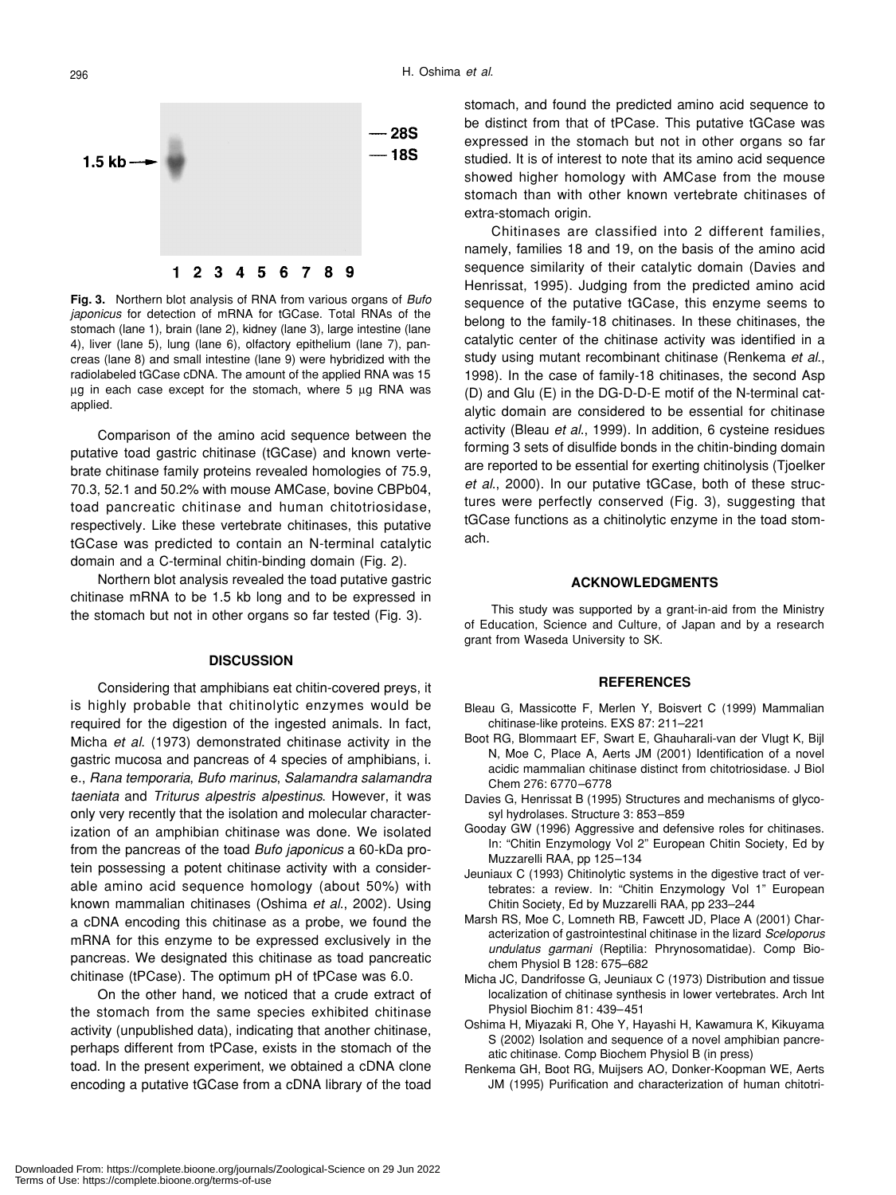**Fig. 3.** Northern blot analysis of RNA from various organs of *Bufo japonicus* for detection of mRNA for tGCase. Total RNAs of the stomach (lane 1), brain (lane 2), kidney (lane 3), large intestine (lane 4), liver (lane 5), lung (lane 6), olfactory epithelium (lane 7), pancreas (lane 8) and small intestine (lane 9) were hybridized with the radiolabeled tGCase cDNA. The amount of the applied RNA was 15 µg in each case except for the stomach, where 5 µg RNA was applied.

Comparison of the amino acid sequence between the putative toad gastric chitinase (tGCase) and known vertebrate chitinase family proteins revealed homologies of 75.9, 70.3, 52.1 and 50.2% with mouse AMCase, bovine CBPb04, toad pancreatic chitinase and human chitotriosidase, respectively. Like these vertebrate chitinases, this putative tGCase was predicted to contain an N-terminal catalytic domain and a C-terminal chitin-binding domain (Fig. 2).

Northern blot analysis revealed the toad putative gastric chitinase mRNA to be 1.5 kb long and to be expressed in the stomach but not in other organs so far tested (Fig. 3).

## DISCUSSION

Considering that amphibians eat chitin-covered preys, it is highly probable that chitinolytic enzymes would be required for the digestion of the ingested animals. In fact, Micha *et al.* (1973) demonstrated chitinase activity in the gastric mucosa and pancreas of 4 species of amphibians, i. e., *Rana temporaria*, *Bufo marinus*, *Salamandra salamandra taeniata* and *Triturus alpestris alpestinus*. However, it was only very recently that the isolation and molecular characterization of an amphibian chitinase was done. We isolated from the pancreas of the toad *Bufo japonicus* a 60-kDa protein possessing a potent chitinase activity with a considerable amino acid sequence homology (about 50%) with known mammalian chitinases (Oshima *et al.*, 2002). Using a cDNA encoding this chitinase as a probe, we found the mRNA for this enzyme to be expressed exclusively in the pancreas. We designated this chitinase as toad pancreatic chitinase (tPCase). The optimum pH of tPCase was 6.0.

On the other hand, we noticed that a crude extract of the stomach from the same species exhibited chitinase activity (unpublished data), indicating that another chitinase, perhaps different from tPCase, exists in the stomach of the toad. In the present experiment, we obtained a cDNA clone encoding a putative tGCase from a cDNA library of the toad stomach, and found the predicted amino acid sequence to be distinct from that of tPCase. This putative tGCase was expressed in the stomach but not in other organs so far studied. It is of interest to note that its amino acid sequence showed higher homology with AMCase from the mouse stomach than with other known vertebrate chitinases of extra-stomach origin.

Chitinases are classified into 2 different families, namely, families 18 and 19, on the basis of the amino acid sequence similarity of their catalytic domain (Davies and Henrissat, 1995). Judging from the predicted amino acid sequence of the putative tGCase, this enzyme seems to belong to the family-18 chitinases. In these chitinases, the catalytic center of the chitinase activity was identified in a study using mutant recombinant chitinase (Renkema *et al.*, 1998). In the case of family-18 chitinases, the second Asp (D) and Glu (E) in the DG-D-D-E motif of the N-terminal catalytic domain are considered to be essential for chitinase activity (Bleau *et al.*, 1999). In addition, 6 cysteine residues forming 3 sets of disulfide bonds in the chitin-binding domain are reported to be essential for exerting chitinolysis (Tjoelker *et al.*, 2000). In our putative tGCase, both of these structures were perfectly conserved (Fig. 3), suggesting that tGCase functions as a chitinolytic enzyme in the toad stomach.

## ACKNOWLEDGMENTS

This study was supported by a grant-in-aid from the Ministry of Education, Science and Culture, of Japan and by a research grant from Waseda University to SK.

## REFERENCES

Bleau G, Massicotte F, Merlen Y, Boisvert C (1999) Mammalian chitinase-like proteins. EXS 87: 211–221

Boot RG, Blommaart EF, Swart E, Ghauharali-van der Vlugt K, Bijl N, Moe C, Place A, Aerts JM (2001) Identification of a novel acidic mammalian chitinase distinct from chitotriosidase. J Biol Chem 276: 6770–6778

Davies G, Henrissat B (1995) Structures and mechanisms of glycosyl hydrolases. Structure 3: 853–859

Gooday GW (1996) Aggressive and defensive roles for chitinases. In: “Chitin Enzymology Vol 2” European Chitin Society, Ed by Muzzarelli RAA, pp 125–134

Jeuniaux C (1993) Chitinolytic systems in the digestive tract of vertebrates: a review. In: “Chitin Enzymology Vol 1” European Chitin Society, Ed by Muzzarelli RAA, pp 233–244

Marsh RS, Moe C, Lomneth RB, Fawcett JD, Place A (2001) Characterization of gastrointestinal chitinase in the lizard *Sceloporus undulatus garmani* (Reptilia: Phrynosomatidae). Comp Biochem Physiol B 128: 675–682

Micha JC, Dandrifosse G, Jeuniaux C (1973) Distribution and tissue localization of chitinase synthesis in lower vertebrates. Arch Int Physiol Biochim 81: 439–451

Oshima H, Miyazaki R, Ohe Y, Hayashi H, Kawamura K, Kikuyama S (2002) Isolation and sequence of a novel amphibian pancreatic chitinase. Comp Biochem Physiol B (in press)

Renkema GH, Boot RG, Muijsers AO, Donker-Koopman WE, Aerts JM (1995) Purification and characterization of human chitotri-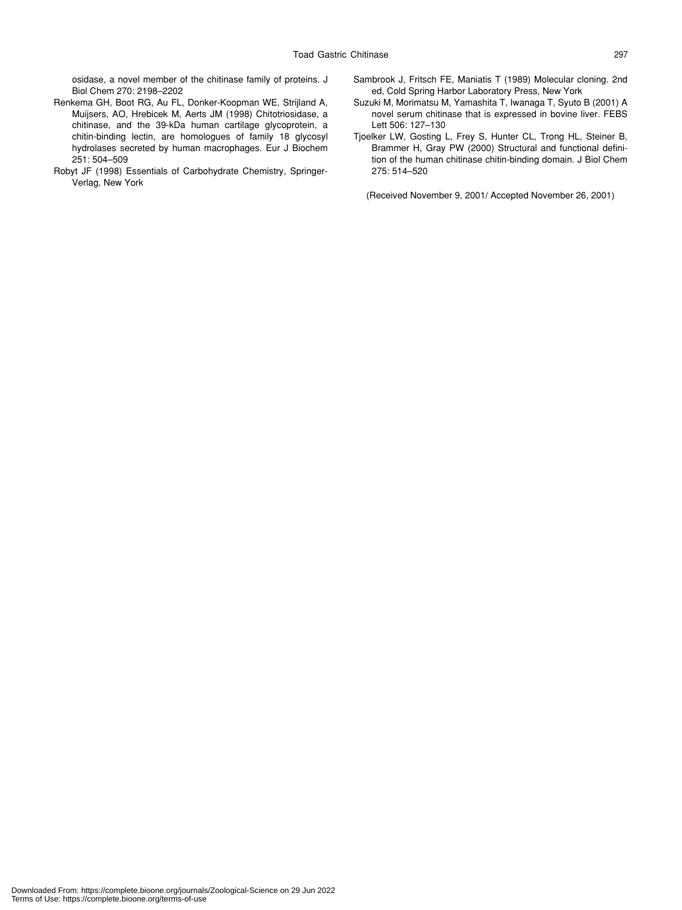osidase, a novel member of the chitinase family of proteins. J Biol Chem 270: 2198–2202

Renkema GH, Boot RG, Au FL, Donker-Koopman WE, Strijland A, Muijsers, AO, Hrebicek M, Aerts JM (1998) Chitotriosidase, a chitinase, and the 39-kDa human cartilage glycoprotein, a chitin-binding lectin, are homologues of family 18 glycosyl hydrolases secreted by human macrophages. Eur J Biochem 251: 504–509

Robyt JF (1998) Essentials of Carbohydrate Chemistry, Springer-Verlag, New York

Sambrook J, Fritsch FE, Maniatis T (1989) Molecular cloning. 2nd ed, Cold Spring Harbor Laboratory Press, New York

Suzuki M, Morimatsu M, Yamashita T, Iwanaga T, Syuto B (2001) A novel serum chitinase that is expressed in bovine liver. FEBS Lett 506: 127–130

Tjoelker LW, Gosting L, Frey S, Hunter CL, Trong HL, Steiner B, Brammer H, Gray PW (2000) Structural and functional definition of the human chitinase chitin-binding domain. J Biol Chem 275: 514–520

(Received November 9, 2001/ Accepted November 26, 2001)